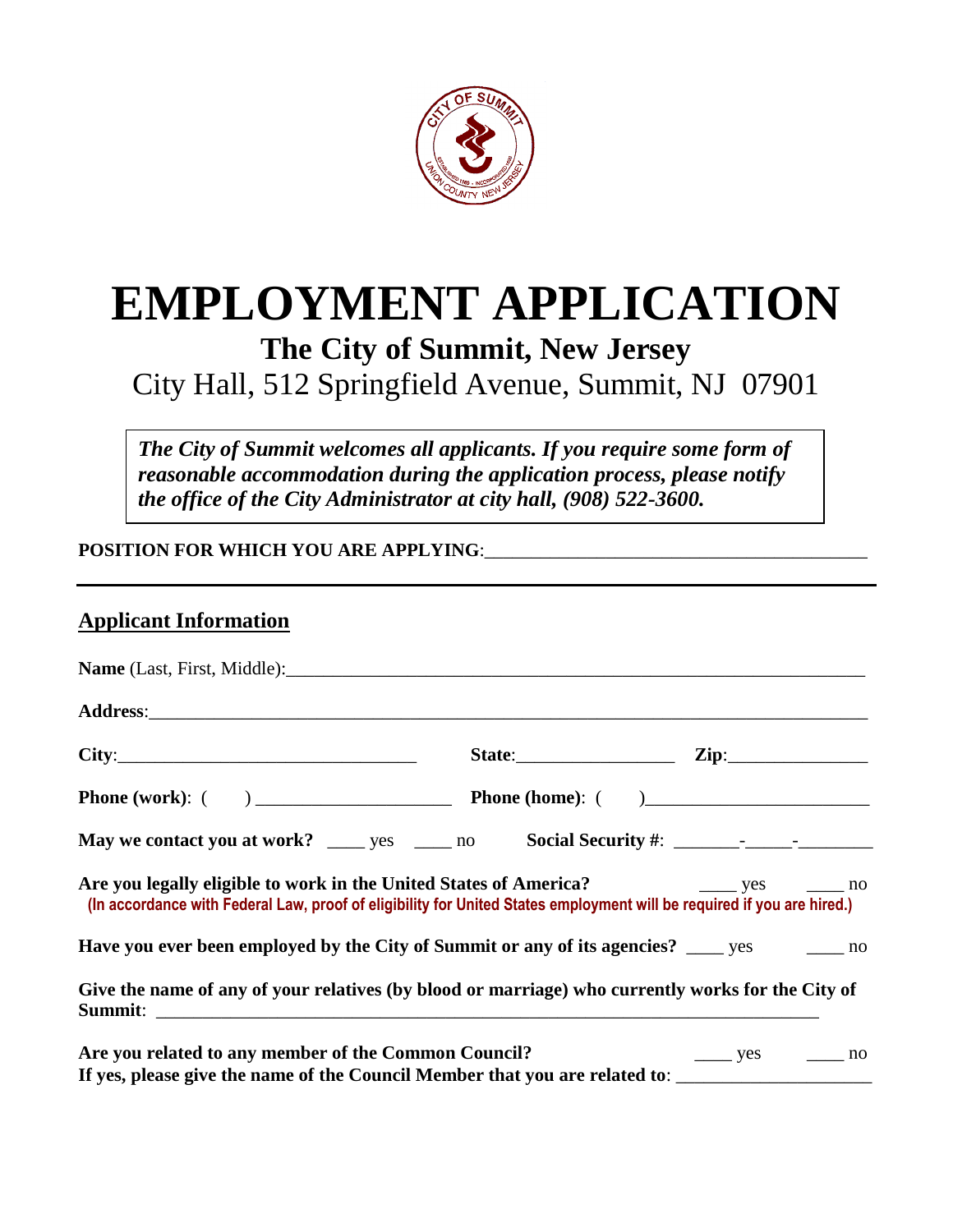# EMPLOYMENT APPLICATION

## The City of Summit, New Jersey

City Hall, 512 Springfield Avenue, Summit, NJ 07901

> ***The City of Summit welcomes all applicants. If you require some form of reasonable accommodation during the application process, please notify the office of the City Administrator at city hall, (908) 522-3600.***

**POSITION FOR WHICH YOU ARE APPLYING**:________________________________________

---

## Applicant Information

**Name** (Last, First, Middle):_______________________________________________________________

**Address**:________________________________________________________________________________

**City**:________________________________ **State**:________________ **Zip**:_______________

**Phone (work)**: (     ) _____________________ **Phone (home)**: (     )_______________________

**May we contact you at work?** ____ yes ____ no **Social Security #**: _______-_____-________

**Are you legally eligible to work in the United States of America?** ____ yes ____ no
**(In accordance with Federal Law, proof of eligibility for United States employment will be required if you are hired.)**

**Have you ever been employed by the City of Summit or any of its agencies?** ____ yes ____ no

**Give the name of any of your relatives (by blood or marriage) who currently works for the City of Summit**: ______________________________________________________________________

**Are you related to any member of the Common Council?** ____ yes ____ no
**If yes, please give the name of the Council Member that you are related to**: ____________________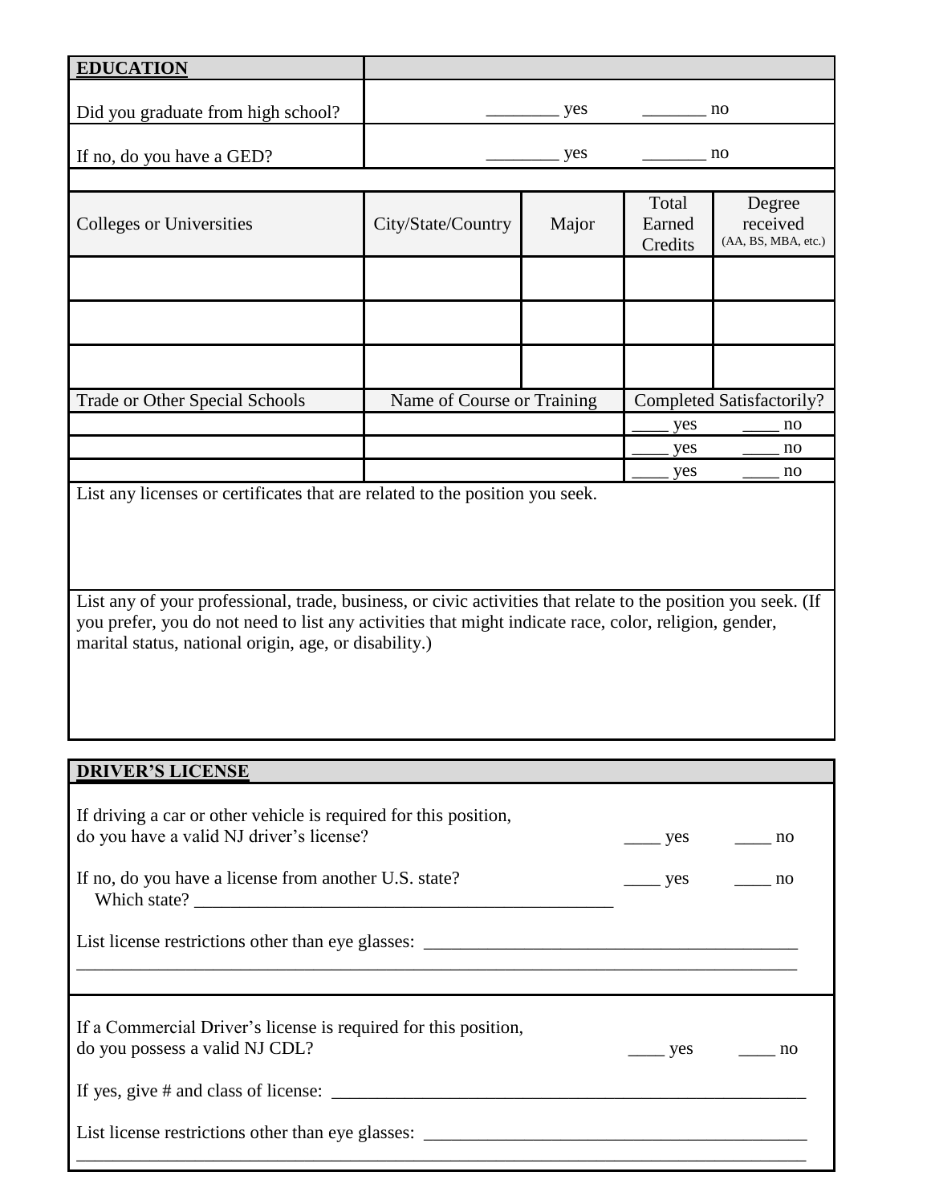## EDUCATION

| | |
|---|---|
| Did you graduate from high school? | ________ yes _______ no |
| If no, do you have a GED? | ________ yes _______ no |

| Colleges or Universities | City/State/Country | Major | Total Earned Credits | Degree received (AA, BS, MBA, etc.) |
|---|---|---|---|---|
| | | | | |
| | | | | |
| | | | | |

| Trade or Other Special Schools | Name of Course or Training | Completed Satisfactorily? |
|---|---|---|
| | | ____ yes ____ no |
| | | ____ yes ____ no |
| | | ____ yes ____ no |

List any licenses or certificates that are related to the position you seek.

List any of your professional, trade, business, or civic activities that relate to the position you seek. (If you prefer, you do not need to list any activities that might indicate race, color, religion, gender, marital status, national origin, age, or disability.)

## DRIVER'S LICENSE

If driving a car or other vehicle is required for this position, do you have a valid NJ driver's license? ____ yes ____ no

If no, do you have a license from another U.S. state? ____ yes ____ no
Which state? _______________________________________________

List license restrictions other than eye glasses: _________________________________________
_____________________________________________________________________________________

If a Commercial Driver's license is required for this position, do you possess a valid NJ CDL? ____ yes ____ no

If yes, give # and class of license: ______________________________________________________

List license restrictions other than eye glasses: __________________________________________
_____________________________________________________________________________________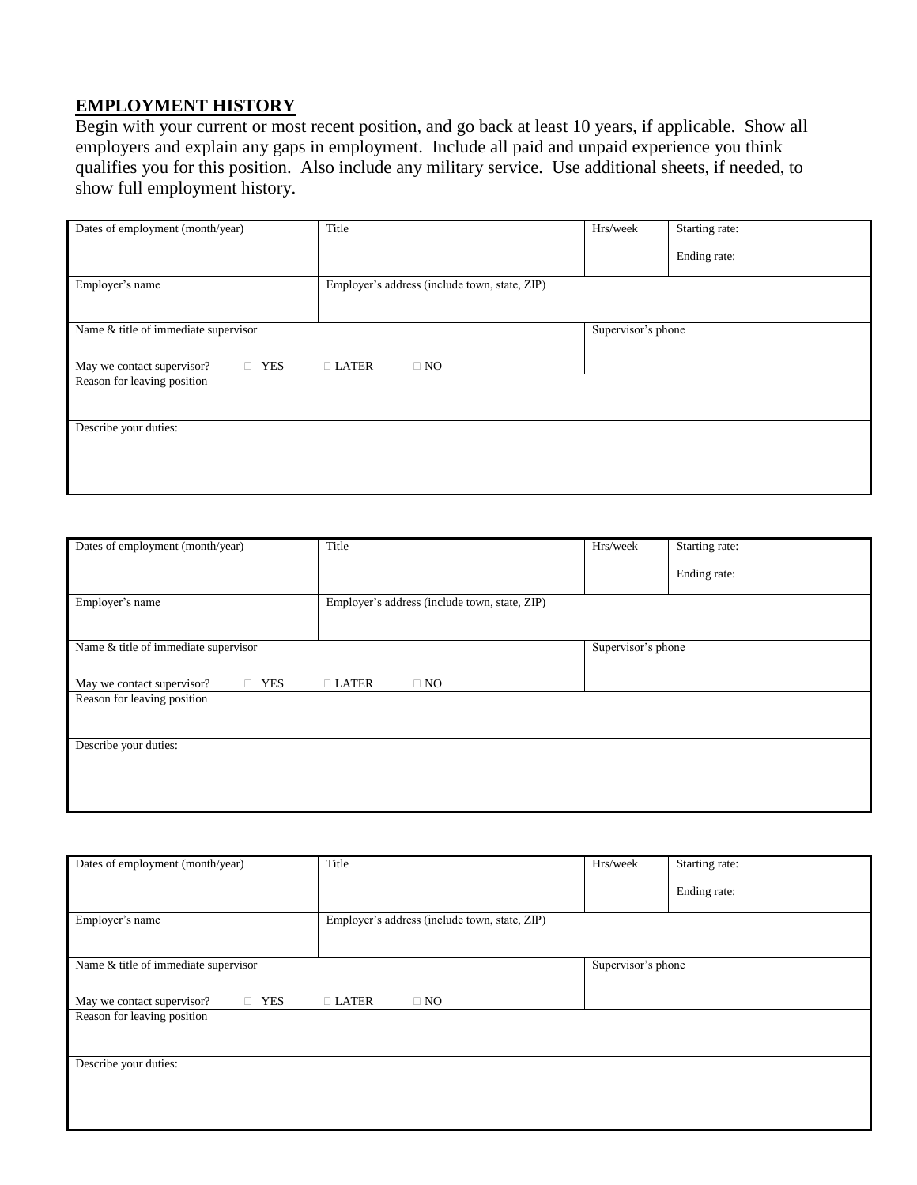## EMPLOYMENT HISTORY

Begin with your current or most recent position, and go back at least 10 years, if applicable. Show all employers and explain any gaps in employment. Include all paid and unpaid experience you think qualifies you for this position. Also include any military service. Use additional sheets, if needed, to show full employment history.

| Dates of employment (month/year) | Title | Hrs/week | Starting rate:<br><br>Ending rate: |
|---|---|---|---|
| Employer's name | Employer's address (include town, state, ZIP) | | |
| Name & title of immediate supervisor<br><br>May we contact supervisor? ☐ YES ☐ LATER ☐ NO | | Supervisor's phone | |
| Reason for leaving position | | | |
| Describe your duties: | | | |

| Dates of employment (month/year) | Title | Hrs/week | Starting rate:<br><br>Ending rate: |
|---|---|---|---|
| Employer's name | Employer's address (include town, state, ZIP) | | |
| Name & title of immediate supervisor<br><br>May we contact supervisor? ☐ YES ☐ LATER ☐ NO | | Supervisor's phone | |
| Reason for leaving position | | | |
| Describe your duties: | | | |

| Dates of employment (month/year) | Title | Hrs/week | Starting rate:<br><br>Ending rate: |
|---|---|---|---|
| Employer's name | Employer's address (include town, state, ZIP) | | |
| Name & title of immediate supervisor<br><br>May we contact supervisor? ☐ YES ☐ LATER ☐ NO | | Supervisor's phone | |
| Reason for leaving position | | | |
| Describe your duties: | | | |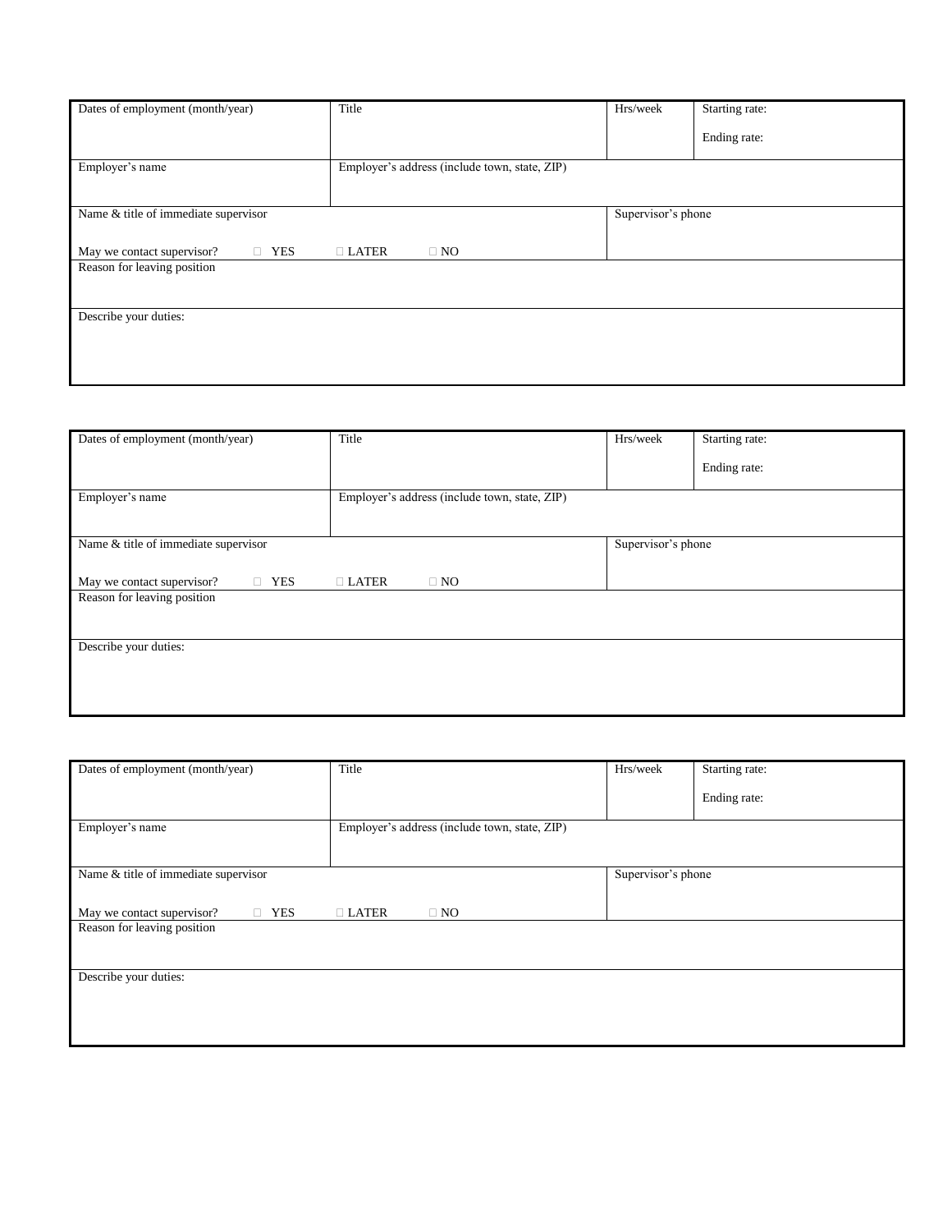| Dates of employment (month/year) | Title | Hrs/week | Starting rate:<br><br>Ending rate: |
|---|---|---|---|
| Employer's name | Employer's address (include town, state, ZIP) | | |
| Name & title of immediate supervisor<br><br>May we contact supervisor? ☐ YES ☐ LATER ☐ NO | | Supervisor's phone | |
| Reason for leaving position | | | |
| Describe your duties: | | | |

| Dates of employment (month/year) | Title | Hrs/week | Starting rate:<br><br>Ending rate: |
|---|---|---|---|
| Employer's name | Employer's address (include town, state, ZIP) | | |
| Name & title of immediate supervisor<br><br>May we contact supervisor? ☐ YES ☐ LATER ☐ NO | | Supervisor's phone | |
| Reason for leaving position | | | |
| Describe your duties: | | | |

| Dates of employment (month/year) | Title | Hrs/week | Starting rate:<br><br>Ending rate: |
|---|---|---|---|
| Employer's name | Employer's address (include town, state, ZIP) | | |
| Name & title of immediate supervisor<br><br>May we contact supervisor? ☐ YES ☐ LATER ☐ NO | | Supervisor's phone | |
| Reason for leaving position | | | |
| Describe your duties: | | | |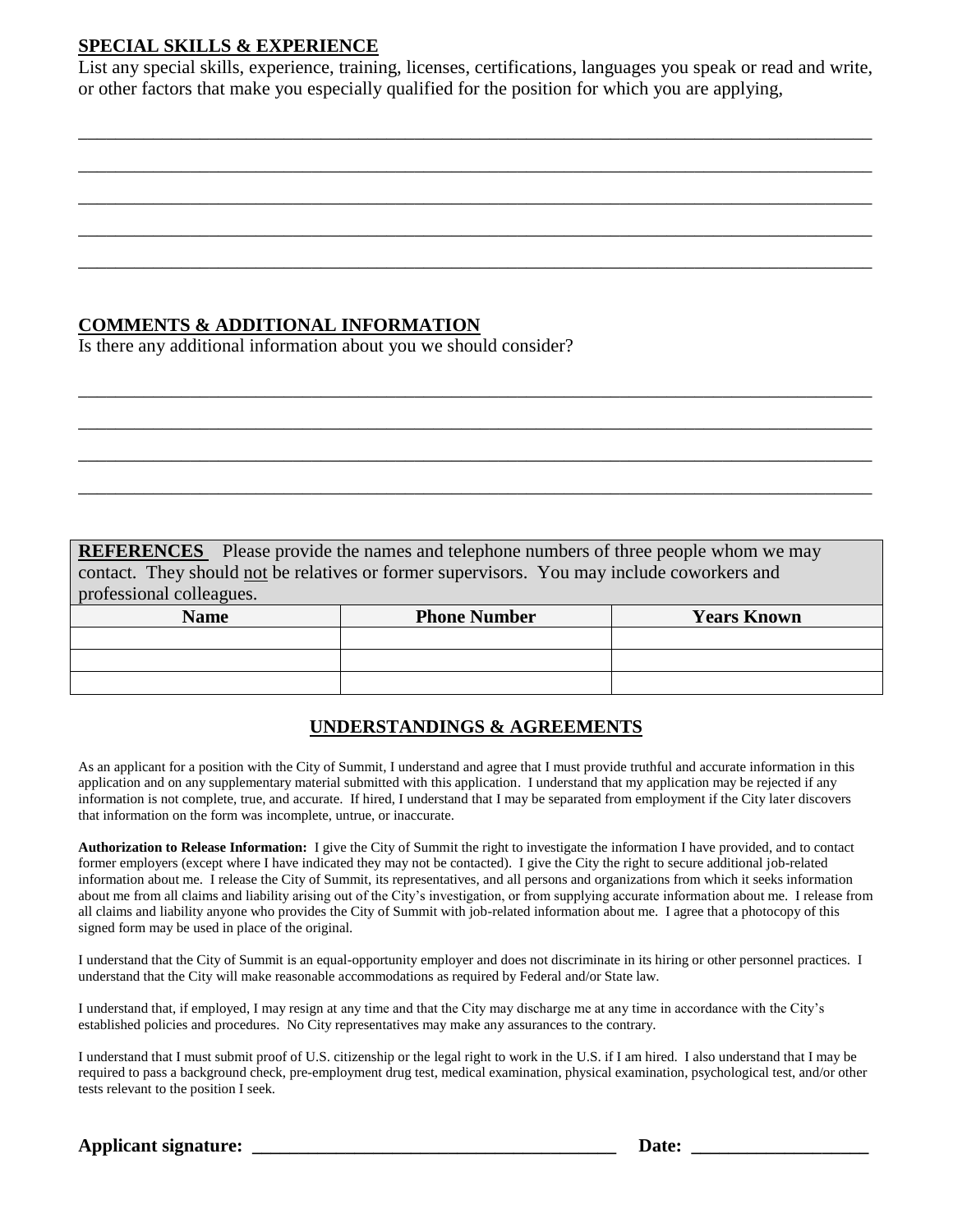## SPECIAL SKILLS & EXPERIENCE

List any special skills, experience, training, licenses, certifications, languages you speak or read and write, or other factors that make you especially qualified for the position for which you are applying,

_______________________________________________________________________________________

_______________________________________________________________________________________

_______________________________________________________________________________________

_______________________________________________________________________________________

_______________________________________________________________________________________

## COMMENTS & ADDITIONAL INFORMATION

Is there any additional information about you we should consider?

_______________________________________________________________________________________

_______________________________________________________________________________________

_______________________________________________________________________________________

_______________________________________________________________________________________

**REFERENCES** Please provide the names and telephone numbers of three people whom we may contact. They should not be relatives or former supervisors. You may include coworkers and professional colleagues.

| Name | Phone Number | Years Known |
|---|---|---|
| | | |
| | | |
| | | |

## UNDERSTANDINGS & AGREEMENTS

As an applicant for a position with the City of Summit, I understand and agree that I must provide truthful and accurate information in this application and on any supplementary material submitted with this application. I understand that my application may be rejected if any information is not complete, true, and accurate. If hired, I understand that I may be separated from employment if the City later discovers that information on the form was incomplete, untrue, or inaccurate.

**Authorization to Release Information:** I give the City of Summit the right to investigate the information I have provided, and to contact former employers (except where I have indicated they may not be contacted). I give the City the right to secure additional job-related information about me. I release the City of Summit, its representatives, and all persons and organizations from which it seeks information about me from all claims and liability arising out of the City's investigation, or from supplying accurate information about me. I release from all claims and liability anyone who provides the City of Summit with job-related information about me. I agree that a photocopy of this signed form may be used in place of the original.

I understand that the City of Summit is an equal-opportunity employer and does not discriminate in its hiring or other personnel practices. I understand that the City will make reasonable accommodations as required by Federal and/or State law.

I understand that, if employed, I may resign at any time and that the City may discharge me at any time in accordance with the City's established policies and procedures. No City representatives may make any assurances to the contrary.

I understand that I must submit proof of U.S. citizenship or the legal right to work in the U.S. if I am hired. I also understand that I may be required to pass a background check, pre-employment drug test, medical examination, physical examination, psychological test, and/or other tests relevant to the position I seek.

**Applicant signature: ________________________________________ Date: ___________________**